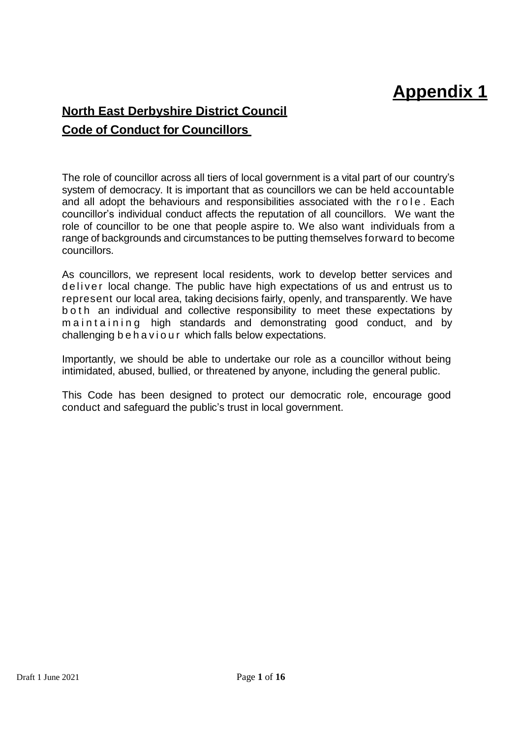# Appendix 1

## North East Derbyshire District Council

## Code of Conduct for Councillors

The role of councillor across all tiers of local government is a vital part of our country's system of democracy. It is important that as councillors we can be held accountable and all adopt the behaviours and responsibilities associated with the role. Each councillor's individual conduct affects the reputation of all councillors. We want the role of councillor to be one that people aspire to. We also want individuals from a range of backgrounds and circumstances to be putting themselves forward to become councillors.

As councillors, we represent local residents, work to develop better services and deliver local change. The public have high expectations of us and entrust us to represent our local area, taking decisions fairly, openly, and transparently. We have both an individual and collective responsibility to meet these expectations by maintaining high standards and demonstrating good conduct, and by challenging behaviour which falls below expectations.

Importantly, we should be able to undertake our role as a councillor without being intimidated, abused, bullied, or threatened by anyone, including the general public.

This Code has been designed to protect our democratic role, encourage good conduct and safeguard the public's trust in local government.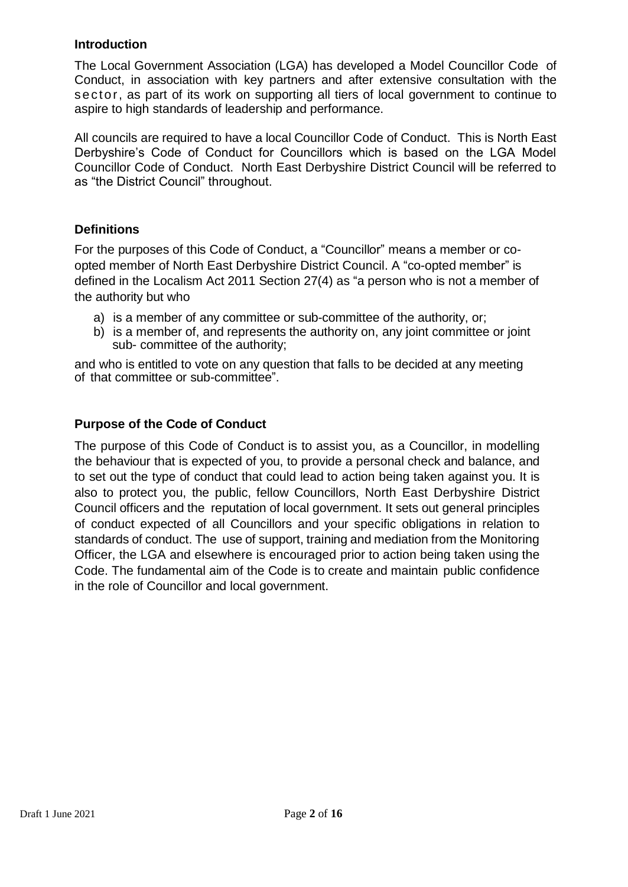## Introduction

The Local Government Association (LGA) has developed a Model Councillor Code of Conduct, in association with key partners and after extensive consultation with the sector, as part of its work on supporting all tiers of local government to continue to aspire to high standards of leadership and performance.

All councils are required to have a local Councillor Code of Conduct. This is North East Derbyshire's Code of Conduct for Councillors which is based on the LGA Model Councillor Code of Conduct. North East Derbyshire District Council will be referred to as "the District Council" throughout.

## Definitions

For the purposes of this Code of Conduct, a "Councillor" means a member or co-opted member of North East Derbyshire District Council. A "co-opted member" is defined in the Localism Act 2011 Section 27(4) as "a person who is not a member of the authority but who

a) is a member of any committee or sub-committee of the authority, or;
b) is a member of, and represents the authority on, any joint committee or joint sub- committee of the authority;

and who is entitled to vote on any question that falls to be decided at any meeting of that committee or sub-committee".

## Purpose of the Code of Conduct

The purpose of this Code of Conduct is to assist you, as a Councillor, in modelling the behaviour that is expected of you, to provide a personal check and balance, and to set out the type of conduct that could lead to action being taken against you. It is also to protect you, the public, fellow Councillors, North East Derbyshire District Council officers and the reputation of local government. It sets out general principles of conduct expected of all Councillors and your specific obligations in relation to standards of conduct. The use of support, training and mediation from the Monitoring Officer, the LGA and elsewhere is encouraged prior to action being taken using the Code. The fundamental aim of the Code is to create and maintain public confidence in the role of Councillor and local government.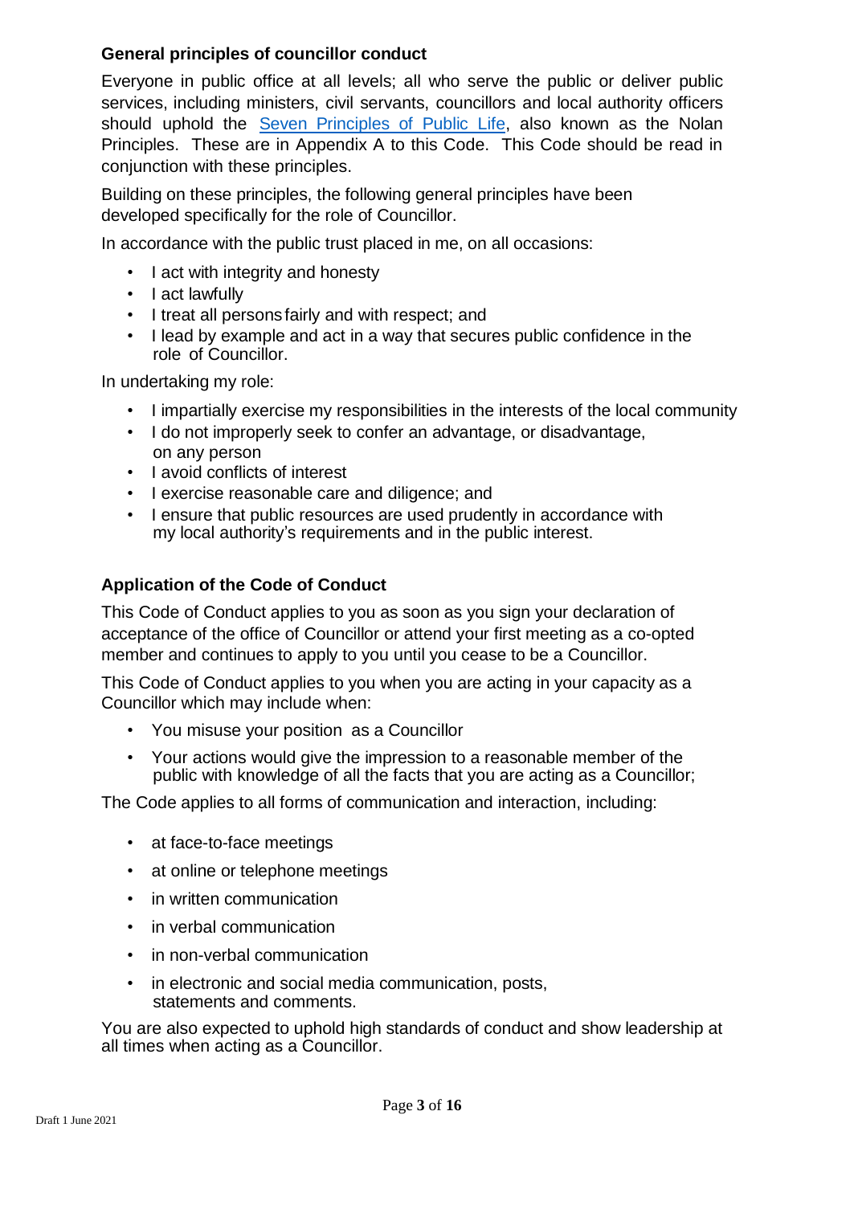### General principles of councillor conduct

Everyone in public office at all levels; all who serve the public or deliver public services, including ministers, civil servants, councillors and local authority officers should uphold the [Seven Principles of Public Life](), also known as the Nolan Principles. These are in Appendix A to this Code. This Code should be read in conjunction with these principles.

Building on these principles, the following general principles have been developed specifically for the role of Councillor.

In accordance with the public trust placed in me, on all occasions:

- I act with integrity and honesty
- I act lawfully
- I treat all persons fairly and with respect; and
- I lead by example and act in a way that secures public confidence in the role of Councillor.

In undertaking my role:

- I impartially exercise my responsibilities in the interests of the local community
- I do not improperly seek to confer an advantage, or disadvantage, on any person
- I avoid conflicts of interest
- I exercise reasonable care and diligence; and
- I ensure that public resources are used prudently in accordance with my local authority's requirements and in the public interest.

### Application of the Code of Conduct

This Code of Conduct applies to you as soon as you sign your declaration of acceptance of the office of Councillor or attend your first meeting as a co-opted member and continues to apply to you until you cease to be a Councillor.

This Code of Conduct applies to you when you are acting in your capacity as a Councillor which may include when:

- You misuse your position as a Councillor
- Your actions would give the impression to a reasonable member of the public with knowledge of all the facts that you are acting as a Councillor;

The Code applies to all forms of communication and interaction, including:

- at face-to-face meetings
- at online or telephone meetings
- in written communication
- in verbal communication
- in non-verbal communication
- in electronic and social media communication, posts, statements and comments.

You are also expected to uphold high standards of conduct and show leadership at all times when acting as a Councillor.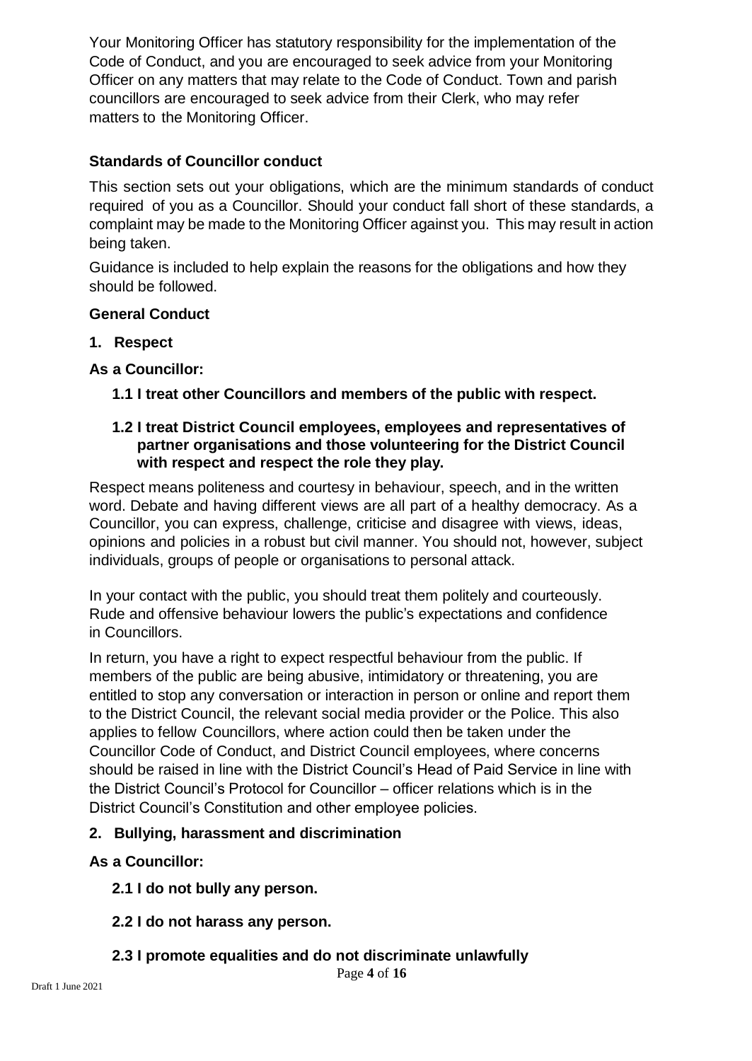Your Monitoring Officer has statutory responsibility for the implementation of the Code of Conduct, and you are encouraged to seek advice from your Monitoring Officer on any matters that may relate to the Code of Conduct. Town and parish councillors are encouraged to seek advice from their Clerk, who may refer matters to the Monitoring Officer.

## Standards of Councillor conduct

This section sets out your obligations, which are the minimum standards of conduct required of you as a Councillor. Should your conduct fall short of these standards, a complaint may be made to the Monitoring Officer against you. This may result in action being taken.

Guidance is included to help explain the reasons for the obligations and how they should be followed.

### General Conduct

#### 1. Respect

**As a Councillor:**

**1.1 I treat other Councillors and members of the public with respect.**

**1.2 I treat District Council employees, employees and representatives of partner organisations and those volunteering for the District Council with respect and respect the role they play.**

Respect means politeness and courtesy in behaviour, speech, and in the written word. Debate and having different views are all part of a healthy democracy. As a Councillor, you can express, challenge, criticise and disagree with views, ideas, opinions and policies in a robust but civil manner. You should not, however, subject individuals, groups of people or organisations to personal attack.

In your contact with the public, you should treat them politely and courteously. Rude and offensive behaviour lowers the public's expectations and confidence in Councillors.

In return, you have a right to expect respectful behaviour from the public. If members of the public are being abusive, intimidatory or threatening, you are entitled to stop any conversation or interaction in person or online and report them to the District Council, the relevant social media provider or the Police. This also applies to fellow Councillors, where action could then be taken under the Councillor Code of Conduct, and District Council employees, where concerns should be raised in line with the District Council's Head of Paid Service in line with the District Council's Protocol for Councillor – officer relations which is in the District Council's Constitution and other employee policies.

#### 2. Bullying, harassment and discrimination

**As a Councillor:**

**2.1 I do not bully any person.**

**2.2 I do not harass any person.**

**2.3 I promote equalities and do not discriminate unlawfully**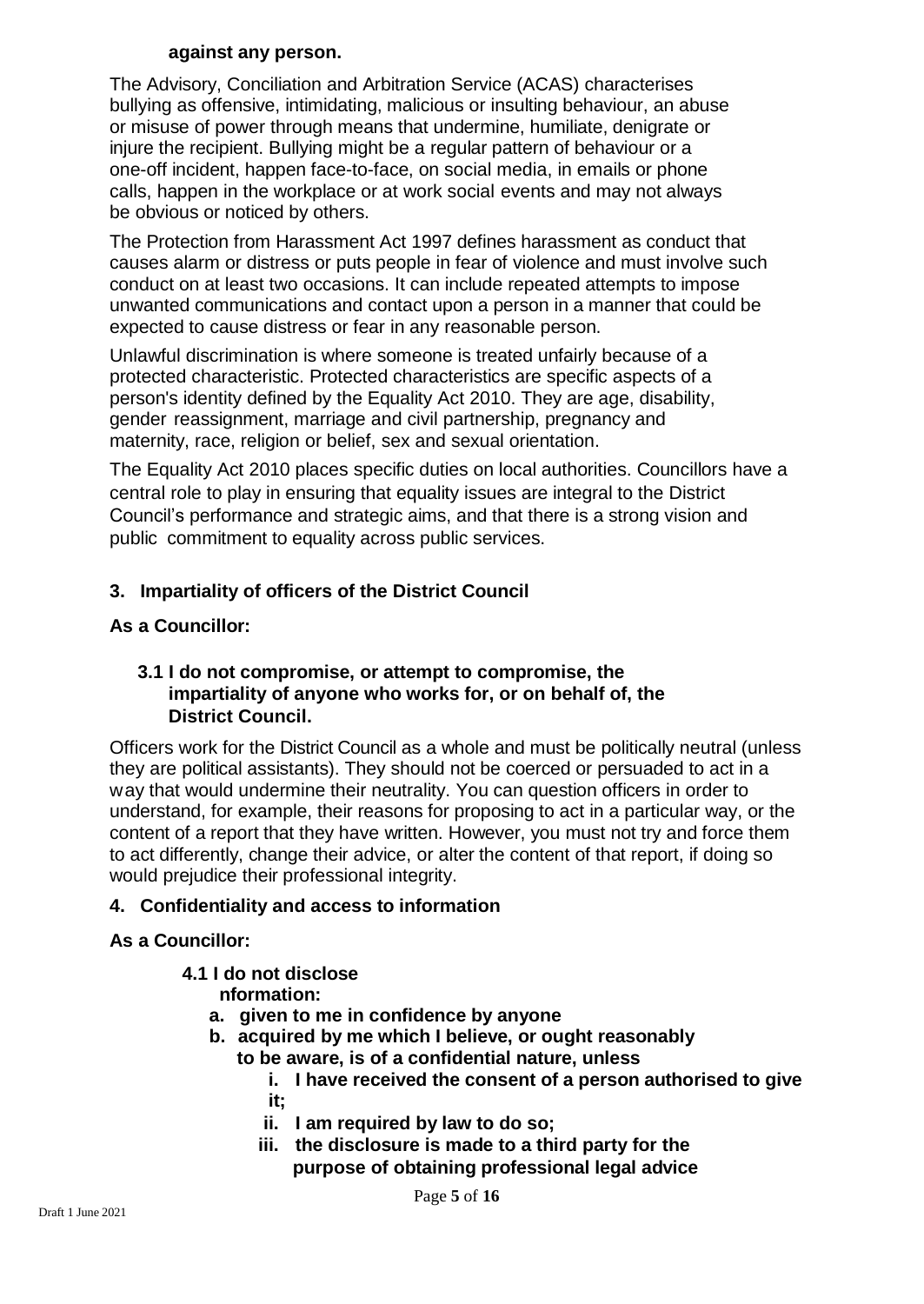**against any person.**

The Advisory, Conciliation and Arbitration Service (ACAS) characterises bullying as offensive, intimidating, malicious or insulting behaviour, an abuse or misuse of power through means that undermine, humiliate, denigrate or injure the recipient. Bullying might be a regular pattern of behaviour or a one-off incident, happen face-to-face, on social media, in emails or phone calls, happen in the workplace or at work social events and may not always be obvious or noticed by others.

The Protection from Harassment Act 1997 defines harassment as conduct that causes alarm or distress or puts people in fear of violence and must involve such conduct on at least two occasions. It can include repeated attempts to impose unwanted communications and contact upon a person in a manner that could be expected to cause distress or fear in any reasonable person.

Unlawful discrimination is where someone is treated unfairly because of a protected characteristic. Protected characteristics are specific aspects of a person's identity defined by the Equality Act 2010. They are age, disability, gender reassignment, marriage and civil partnership, pregnancy and maternity, race, religion or belief, sex and sexual orientation.

The Equality Act 2010 places specific duties on local authorities. Councillors have a central role to play in ensuring that equality issues are integral to the District Council's performance and strategic aims, and that there is a strong vision and public commitment to equality across public services.

## 3. Impartiality of officers of the District Council

**As a Councillor:**

**3.1 I do not compromise, or attempt to compromise, the impartiality of anyone who works for, or on behalf of, the District Council.**

Officers work for the District Council as a whole and must be politically neutral (unless they are political assistants). They should not be coerced or persuaded to act in a way that would undermine their neutrality. You can question officers in order to understand, for example, their reasons for proposing to act in a particular way, or the content of a report that they have written. However, you must not try and force them to act differently, change their advice, or alter the content of that report, if doing so would prejudice their professional integrity.

## 4. Confidentiality and access to information

**As a Councillor:**

**4.1 I do not disclose nformation:**

- **a. given to me in confidence by anyone**
- **b. acquired by me which I believe, or ought reasonably to be aware, is of a confidential nature, unless**
  - **i. I have received the consent of a person authorised to give it;**
  - **ii. I am required by law to do so;**
  - **iii. the disclosure is made to a third party for the purpose of obtaining professional legal advice**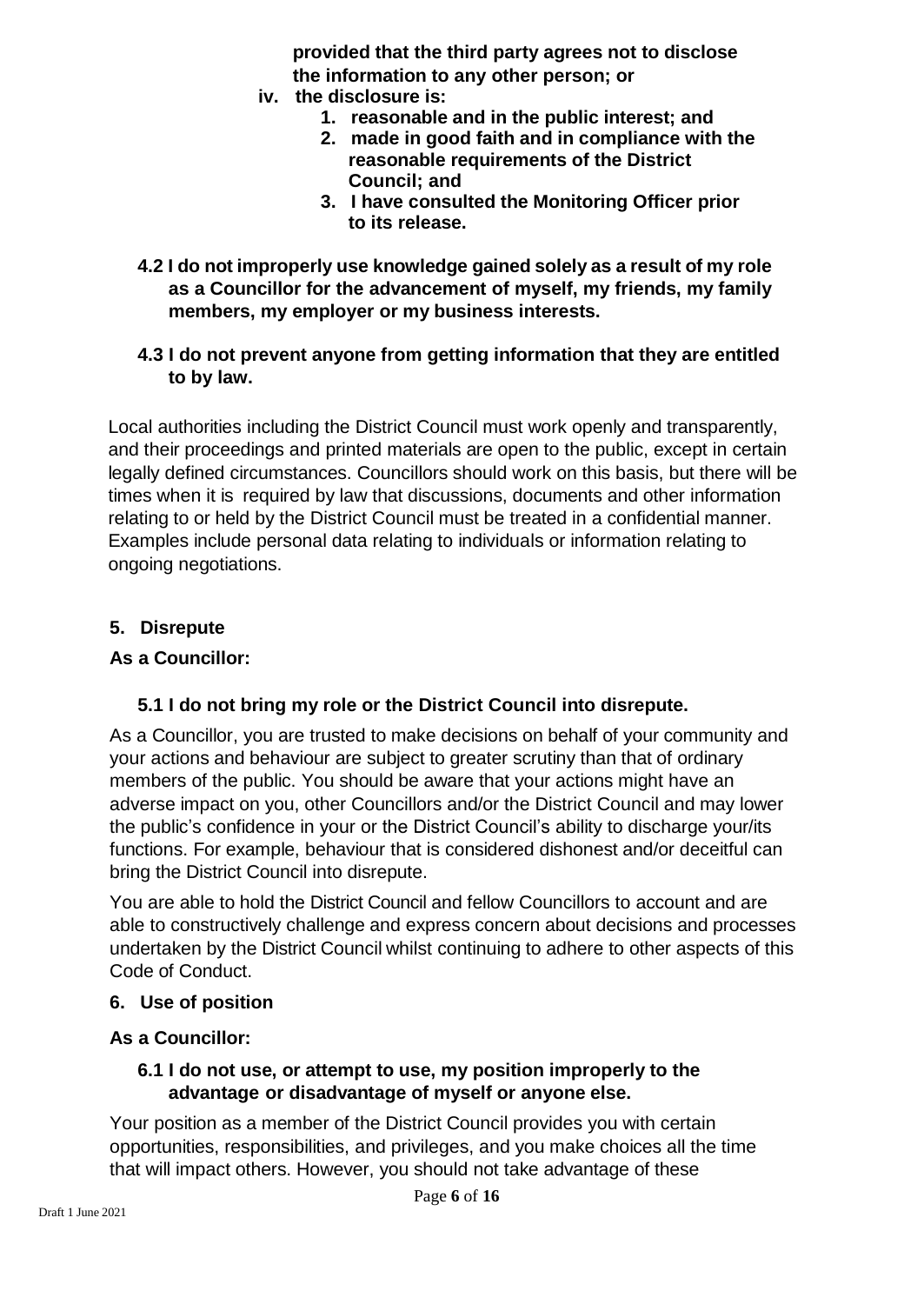**provided that the third party agrees not to disclose the information to any other person; or**

**iv. the disclosure is:**

1. **reasonable and in the public interest; and**
2. **made in good faith and in compliance with the reasonable requirements of the District Council; and**
3. **I have consulted the Monitoring Officer prior to its release.**

**4.2 I do not improperly use knowledge gained solely as a result of my role as a Councillor for the advancement of myself, my friends, my family members, my employer or my business interests.**

**4.3 I do not prevent anyone from getting information that they are entitled to by law.**

Local authorities including the District Council must work openly and transparently, and their proceedings and printed materials are open to the public, except in certain legally defined circumstances. Councillors should work on this basis, but there will be times when it is required by law that discussions, documents and other information relating to or held by the District Council must be treated in a confidential manner. Examples include personal data relating to individuals or information relating to ongoing negotiations.

## 5. Disrepute

**As a Councillor:**

**5.1 I do not bring my role or the District Council into disrepute.**

As a Councillor, you are trusted to make decisions on behalf of your community and your actions and behaviour are subject to greater scrutiny than that of ordinary members of the public. You should be aware that your actions might have an adverse impact on you, other Councillors and/or the District Council and may lower the public's confidence in your or the District Council's ability to discharge your/its functions. For example, behaviour that is considered dishonest and/or deceitful can bring the District Council into disrepute.

You are able to hold the District Council and fellow Councillors to account and are able to constructively challenge and express concern about decisions and processes undertaken by the District Council whilst continuing to adhere to other aspects of this Code of Conduct.

## 6. Use of position

**As a Councillor:**

**6.1 I do not use, or attempt to use, my position improperly to the advantage or disadvantage of myself or anyone else.**

Your position as a member of the District Council provides you with certain opportunities, responsibilities, and privileges, and you make choices all the time that will impact others. However, you should not take advantage of these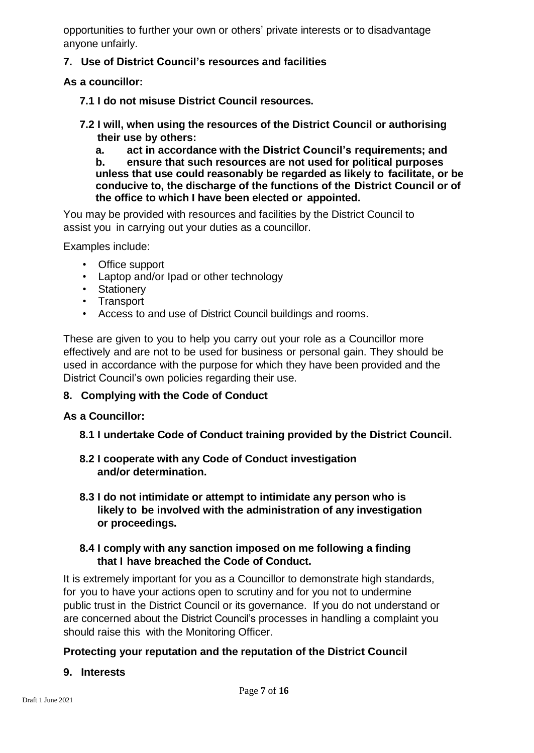opportunities to further your own or others' private interests or to disadvantage anyone unfairly.

## 7. Use of District Council's resources and facilities

**As a councillor:**

**7.1 I do not misuse District Council resources.**

**7.2 I will, when using the resources of the District Council or authorising their use by others:**

**a. act in accordance with the District Council's requirements; and**

**b. ensure that such resources are not used for political purposes unless that use could reasonably be regarded as likely to facilitate, or be conducive to, the discharge of the functions of the District Council or of the office to which I have been elected or appointed.**

You may be provided with resources and facilities by the District Council to assist you in carrying out your duties as a councillor.

Examples include:

- Office support
- Laptop and/or Ipad or other technology
- Stationery
- Transport
- Access to and use of District Council buildings and rooms.

These are given to you to help you carry out your role as a Councillor more effectively and are not to be used for business or personal gain. They should be used in accordance with the purpose for which they have been provided and the District Council's own policies regarding their use.

## 8. Complying with the Code of Conduct

**As a Councillor:**

**8.1 I undertake Code of Conduct training provided by the District Council.**

**8.2 I cooperate with any Code of Conduct investigation and/or determination.**

**8.3 I do not intimidate or attempt to intimidate any person who is likely to be involved with the administration of any investigation or proceedings.**

**8.4 I comply with any sanction imposed on me following a finding that I have breached the Code of Conduct.**

It is extremely important for you as a Councillor to demonstrate high standards, for you to have your actions open to scrutiny and for you not to undermine public trust in the District Council or its governance. If you do not understand or are concerned about the District Council's processes in handling a complaint you should raise this with the Monitoring Officer.

## Protecting your reputation and the reputation of the District Council

## 9. Interests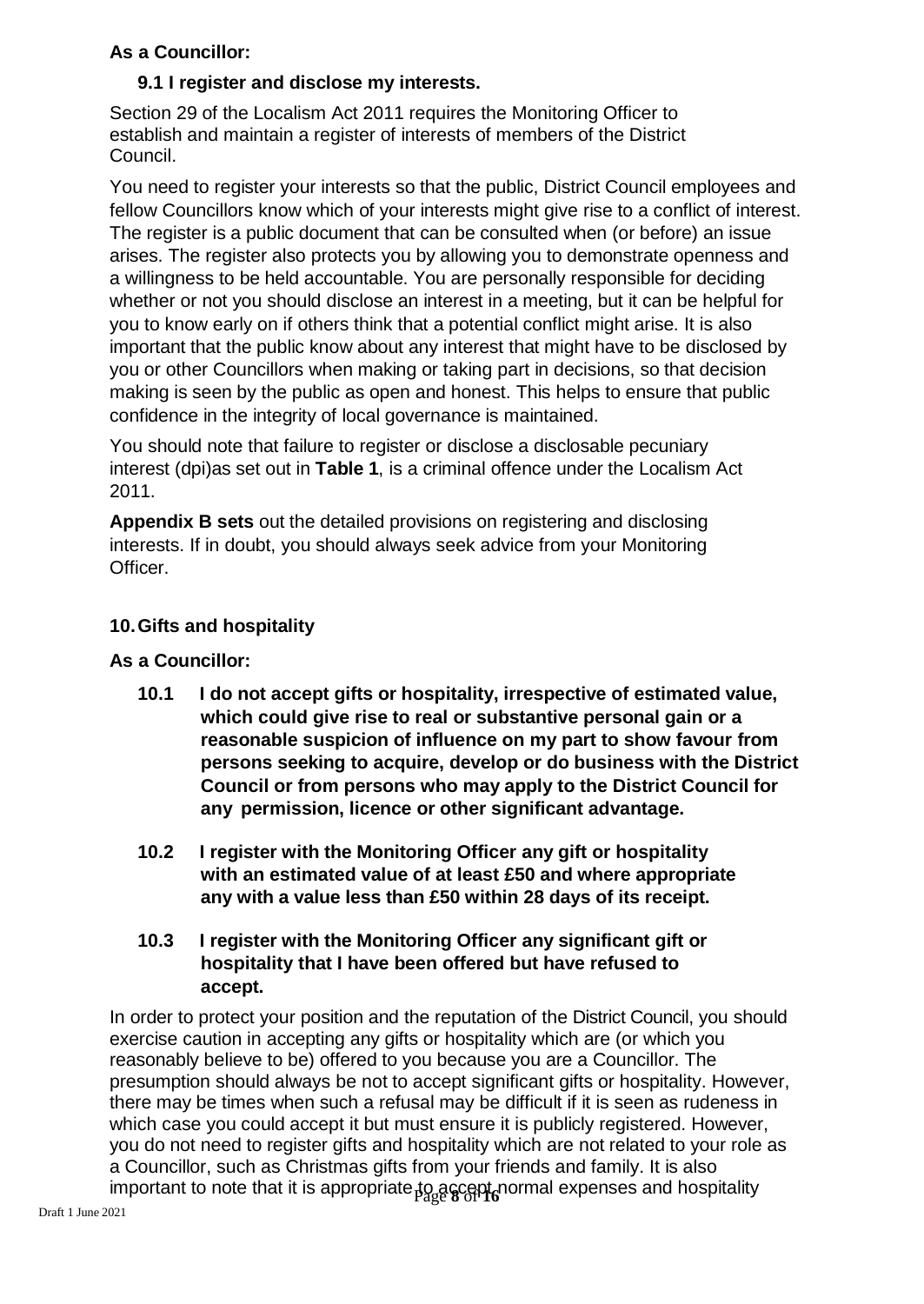**As a Councillor:**

**9.1 I register and disclose my interests.**

Section 29 of the Localism Act 2011 requires the Monitoring Officer to establish and maintain a register of interests of members of the District Council.

You need to register your interests so that the public, District Council employees and fellow Councillors know which of your interests might give rise to a conflict of interest. The register is a public document that can be consulted when (or before) an issue arises. The register also protects you by allowing you to demonstrate openness and a willingness to be held accountable. You are personally responsible for deciding whether or not you should disclose an interest in a meeting, but it can be helpful for you to know early on if others think that a potential conflict might arise. It is also important that the public know about any interest that might have to be disclosed by you or other Councillors when making or taking part in decisions, so that decision making is seen by the public as open and honest. This helps to ensure that public confidence in the integrity of local governance is maintained.

You should note that failure to register or disclose a disclosable pecuniary interest (dpi)as set out in **Table 1**, is a criminal offence under the Localism Act 2011.

**Appendix B sets** out the detailed provisions on registering and disclosing interests. If in doubt, you should always seek advice from your Monitoring Officer.

## 10. Gifts and hospitality

**As a Councillor:**

**10.1 I do not accept gifts or hospitality, irrespective of estimated value, which could give rise to real or substantive personal gain or a reasonable suspicion of influence on my part to show favour from persons seeking to acquire, develop or do business with the District Council or from persons who may apply to the District Council for any permission, licence or other significant advantage.**

**10.2 I register with the Monitoring Officer any gift or hospitality with an estimated value of at least £50 and where appropriate any with a value less than £50 within 28 days of its receipt.**

**10.3 I register with the Monitoring Officer any significant gift or hospitality that I have been offered but have refused to accept.**

In order to protect your position and the reputation of the District Council, you should exercise caution in accepting any gifts or hospitality which are (or which you reasonably believe to be) offered to you because you are a Councillor. The presumption should always be not to accept significant gifts or hospitality. However, there may be times when such a refusal may be difficult if it is seen as rudeness in which case you could accept it but must ensure it is publicly registered. However, you do not need to register gifts and hospitality which are not related to your role as a Councillor, such as Christmas gifts from your friends and family. It is also important to note that it is appropriate to accept normal expenses and hospitality

Draft 1 June 2021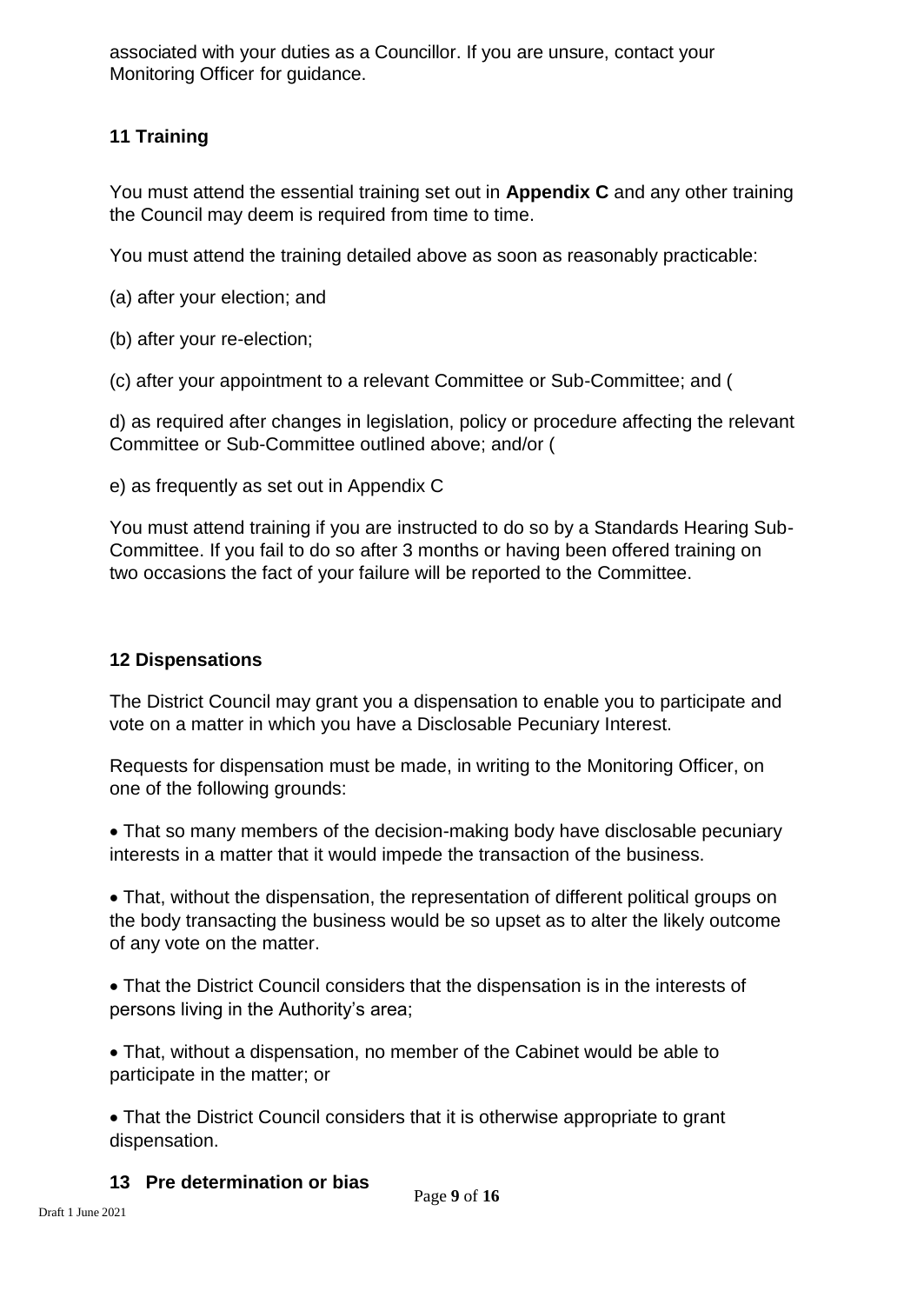associated with your duties as a Councillor. If you are unsure, contact your Monitoring Officer for guidance.

## 11 Training

You must attend the essential training set out in **Appendix C** and any other training the Council may deem is required from time to time.

You must attend the training detailed above as soon as reasonably practicable:

(a) after your election; and

(b) after your re-election;

(c) after your appointment to a relevant Committee or Sub-Committee; and (

d) as required after changes in legislation, policy or procedure affecting the relevant Committee or Sub-Committee outlined above; and/or (

e) as frequently as set out in Appendix C

You must attend training if you are instructed to do so by a Standards Hearing Sub-Committee. If you fail to do so after 3 months or having been offered training on two occasions the fact of your failure will be reported to the Committee.

## 12 Dispensations

The District Council may grant you a dispensation to enable you to participate and vote on a matter in which you have a Disclosable Pecuniary Interest.

Requests for dispensation must be made, in writing to the Monitoring Officer, on one of the following grounds:

- That so many members of the decision-making body have disclosable pecuniary interests in a matter that it would impede the transaction of the business.
- That, without the dispensation, the representation of different political groups on the body transacting the business would be so upset as to alter the likely outcome of any vote on the matter.
- That the District Council considers that the dispensation is in the interests of persons living in the Authority's area;
- That, without a dispensation, no member of the Cabinet would be able to participate in the matter; or
- That the District Council considers that it is otherwise appropriate to grant dispensation.

## 13 Pre determination or bias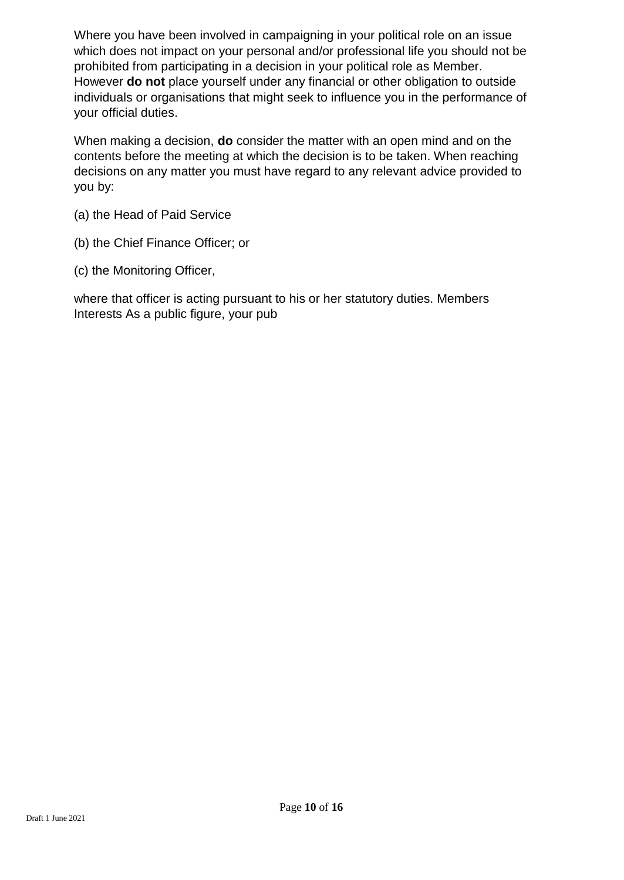Where you have been involved in campaigning in your political role on an issue which does not impact on your personal and/or professional life you should not be prohibited from participating in a decision in your political role as Member. However **do not** place yourself under any financial or other obligation to outside individuals or organisations that might seek to influence you in the performance of your official duties.

When making a decision, **do** consider the matter with an open mind and on the contents before the meeting at which the decision is to be taken. When reaching decisions on any matter you must have regard to any relevant advice provided to you by:

(a) the Head of Paid Service

(b) the Chief Finance Officer; or

(c) the Monitoring Officer,

where that officer is acting pursuant to his or her statutory duties. Members Interests As a public figure, your pub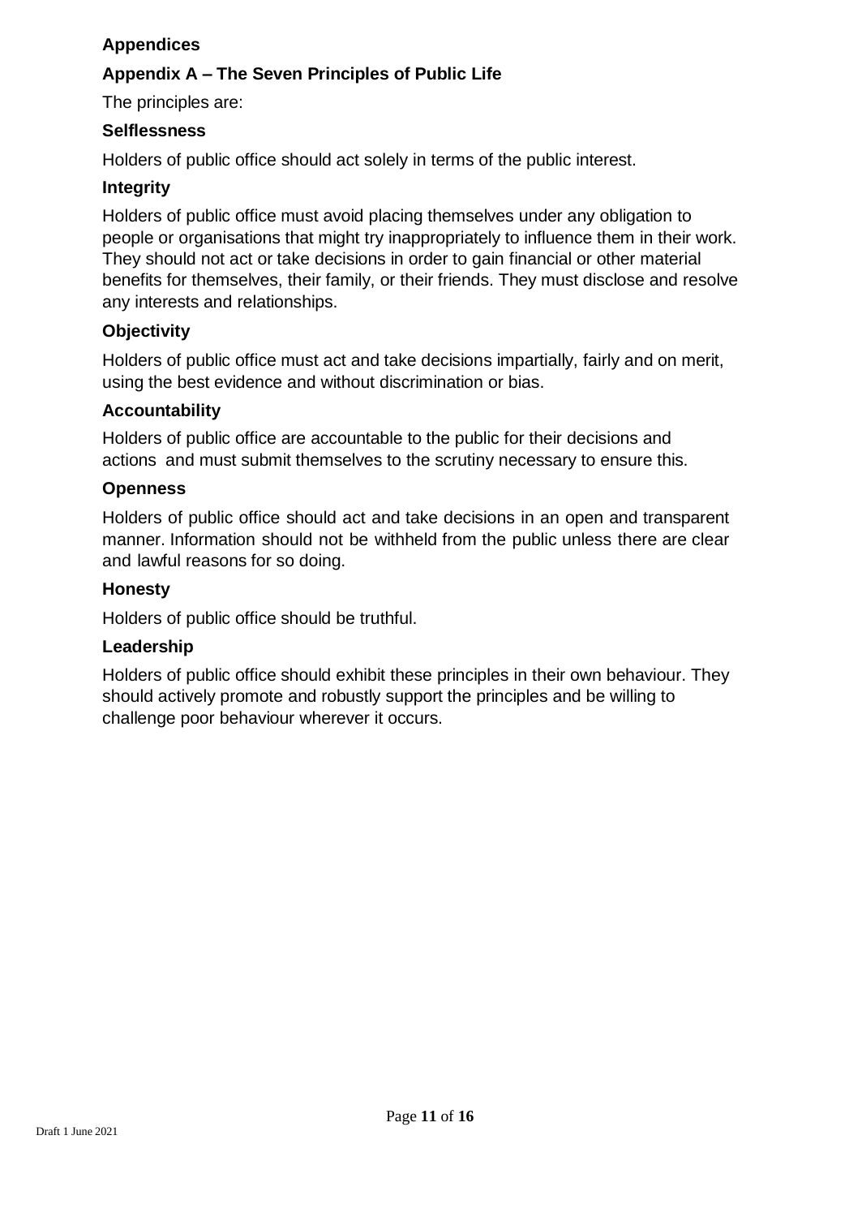## Appendices

### Appendix A – The Seven Principles of Public Life

The principles are:

**Selflessness**

Holders of public office should act solely in terms of the public interest.

**Integrity**

Holders of public office must avoid placing themselves under any obligation to people or organisations that might try inappropriately to influence them in their work. They should not act or take decisions in order to gain financial or other material benefits for themselves, their family, or their friends. They must disclose and resolve any interests and relationships.

**Objectivity**

Holders of public office must act and take decisions impartially, fairly and on merit, using the best evidence and without discrimination or bias.

**Accountability**

Holders of public office are accountable to the public for their decisions and actions and must submit themselves to the scrutiny necessary to ensure this.

**Openness**

Holders of public office should act and take decisions in an open and transparent manner. Information should not be withheld from the public unless there are clear and lawful reasons for so doing.

**Honesty**

Holders of public office should be truthful.

**Leadership**

Holders of public office should exhibit these principles in their own behaviour. They should actively promote and robustly support the principles and be willing to challenge poor behaviour wherever it occurs.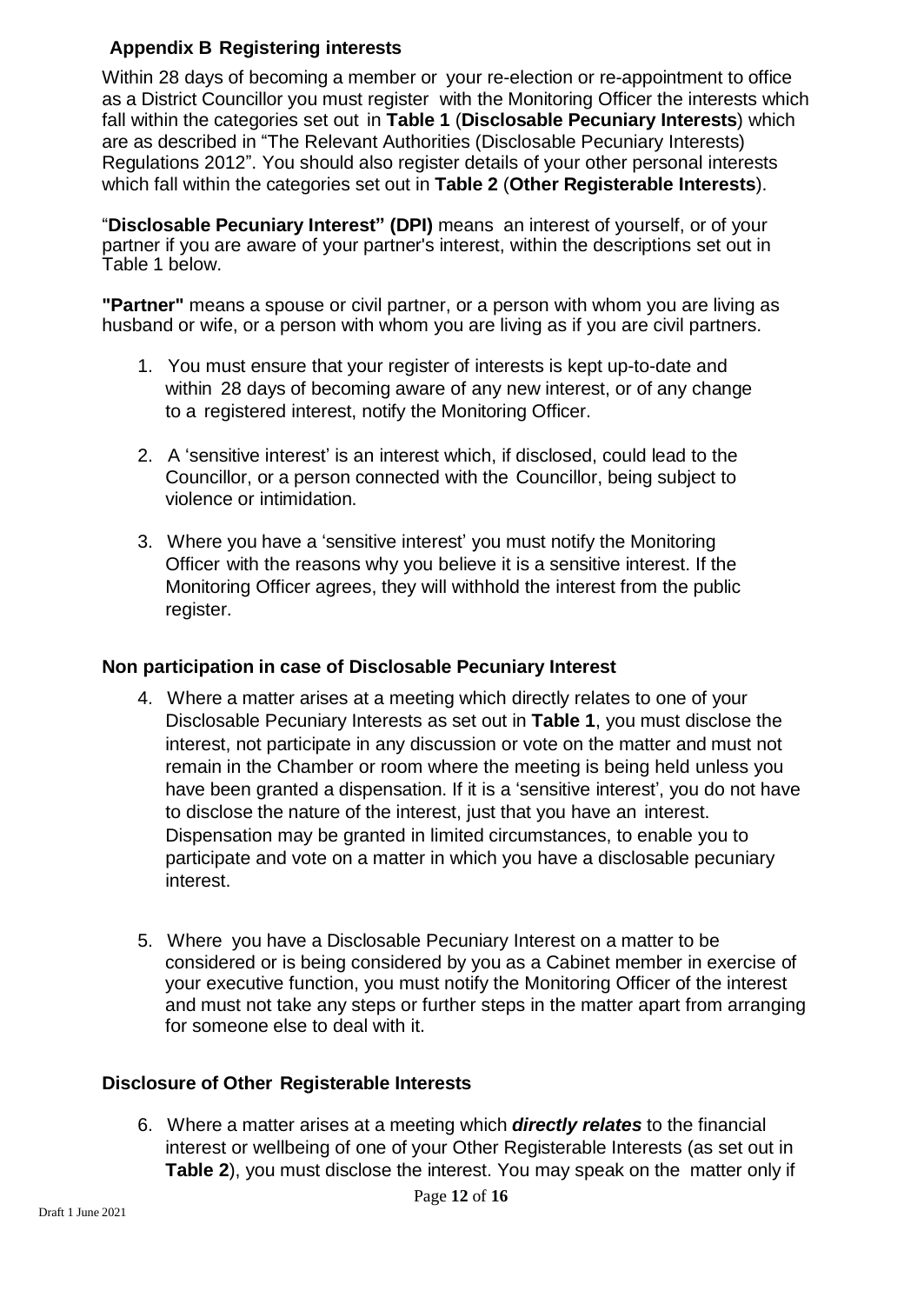## Appendix B Registering interests

Within 28 days of becoming a member or your re-election or re-appointment to office as a District Councillor you must register with the Monitoring Officer the interests which fall within the categories set out in **Table 1** (**Disclosable Pecuniary Interests**) which are as described in "The Relevant Authorities (Disclosable Pecuniary Interests) Regulations 2012". You should also register details of your other personal interests which fall within the categories set out in **Table 2** (**Other Registerable Interests**).

"**Disclosable Pecuniary Interest" (DPI)** means an interest of yourself, or of your partner if you are aware of your partner's interest, within the descriptions set out in Table 1 below.

**"Partner"** means a spouse or civil partner, or a person with whom you are living as husband or wife, or a person with whom you are living as if you are civil partners.

1. You must ensure that your register of interests is kept up-to-date and within 28 days of becoming aware of any new interest, or of any change to a registered interest, notify the Monitoring Officer.
2. A 'sensitive interest' is an interest which, if disclosed, could lead to the Councillor, or a person connected with the Councillor, being subject to violence or intimidation.
3. Where you have a 'sensitive interest' you must notify the Monitoring Officer with the reasons why you believe it is a sensitive interest. If the Monitoring Officer agrees, they will withhold the interest from the public register.

### Non participation in case of Disclosable Pecuniary Interest

4. Where a matter arises at a meeting which directly relates to one of your Disclosable Pecuniary Interests as set out in **Table 1**, you must disclose the interest, not participate in any discussion or vote on the matter and must not remain in the Chamber or room where the meeting is being held unless you have been granted a dispensation. If it is a 'sensitive interest', you do not have to disclose the nature of the interest, just that you have an interest. Dispensation may be granted in limited circumstances, to enable you to participate and vote on a matter in which you have a disclosable pecuniary interest.
5. Where you have a Disclosable Pecuniary Interest on a matter to be considered or is being considered by you as a Cabinet member in exercise of your executive function, you must notify the Monitoring Officer of the interest and must not take any steps or further steps in the matter apart from arranging for someone else to deal with it.

### Disclosure of Other Registerable Interests

6. Where a matter arises at a meeting which ***directly relates*** to the financial interest or wellbeing of one of your Other Registerable Interests (as set out in **Table 2**), you must disclose the interest. You may speak on the matter only if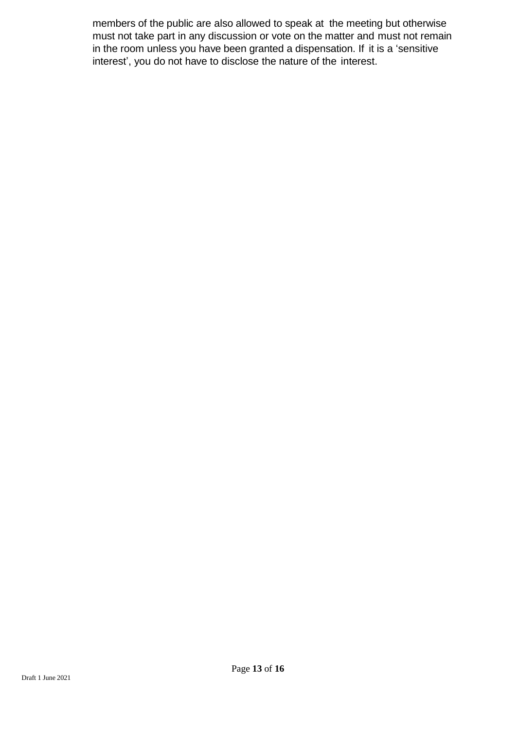members of the public are also allowed to speak at the meeting but otherwise must not take part in any discussion or vote on the matter and must not remain in the room unless you have been granted a dispensation. If it is a 'sensitive interest', you do not have to disclose the nature of the interest.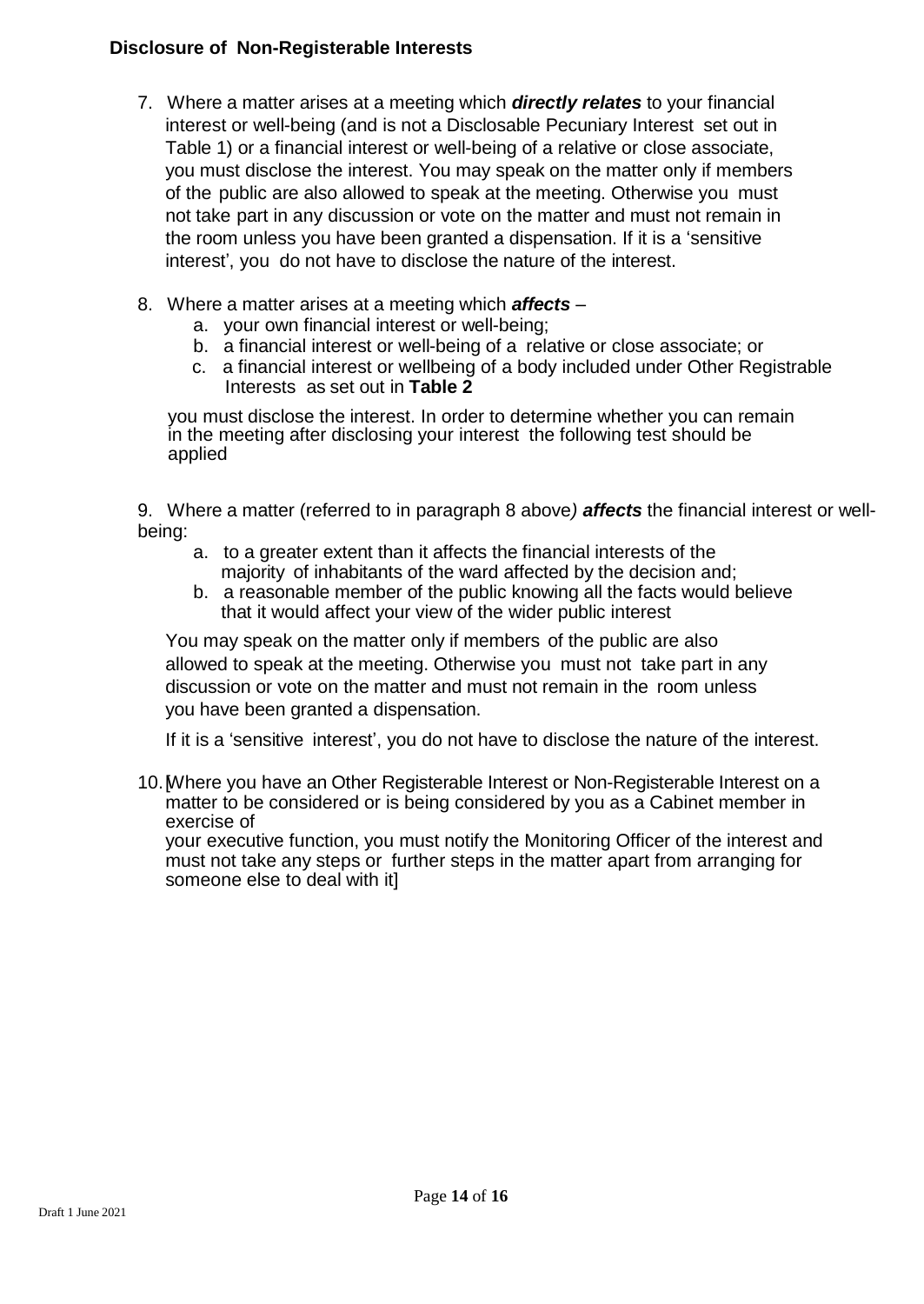### Disclosure of Non-Registerable Interests

7. Where a matter arises at a meeting which ***directly relates*** to your financial interest or well-being (and is not a Disclosable Pecuniary Interest set out in Table 1) or a financial interest or well-being of a relative or close associate, you must disclose the interest. You may speak on the matter only if members of the public are also allowed to speak at the meeting. Otherwise you must not take part in any discussion or vote on the matter and must not remain in the room unless you have been granted a dispensation. If it is a 'sensitive interest', you do not have to disclose the nature of the interest.

8. Where a matter arises at a meeting which ***affects*** –
   a. your own financial interest or well-being;
   b. a financial interest or well-being of a relative or close associate; or
   c. a financial interest or wellbeing of a body included under Other Registrable Interests as set out in **Table 2**

   you must disclose the interest. In order to determine whether you can remain in the meeting after disclosing your interest the following test should be applied

9. Where a matter (referred to in paragraph 8 above*)* ***affects*** the financial interest or well-being:
   a. to a greater extent than it affects the financial interests of the majority of inhabitants of the ward affected by the decision and;
   b. a reasonable member of the public knowing all the facts would believe that it would affect your view of the wider public interest

   You may speak on the matter only if members of the public are also allowed to speak at the meeting. Otherwise you must not take part in any discussion or vote on the matter and must not remain in the room unless you have been granted a dispensation.

   If it is a 'sensitive interest', you do not have to disclose the nature of the interest.

10. [Where you have an Other Registerable Interest or Non-Registerable Interest on a matter to be considered or is being considered by you as a Cabinet member in exercise of your executive function, you must notify the Monitoring Officer of the interest and must not take any steps or further steps in the matter apart from arranging for someone else to deal with it]

Draft 1 June 2021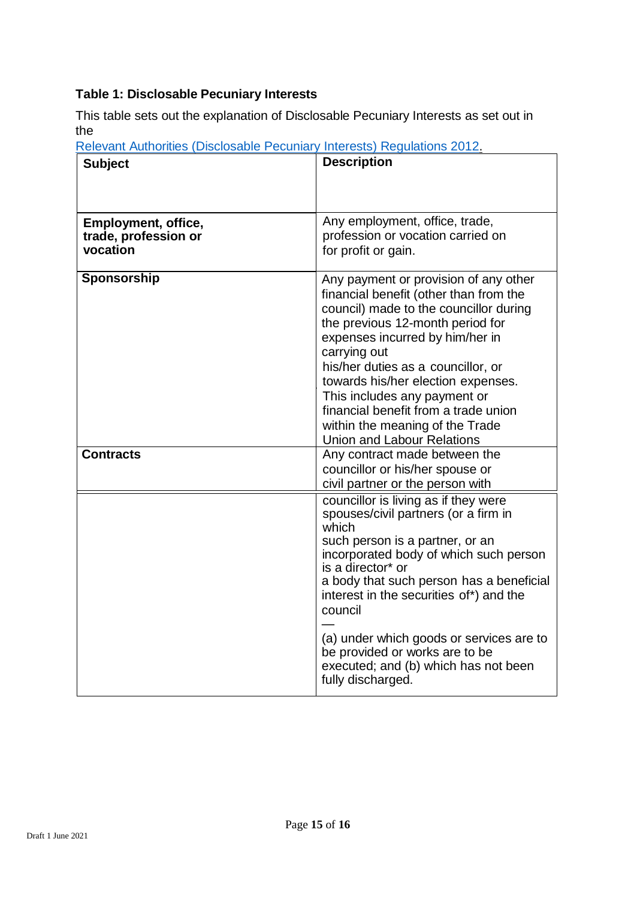### Table 1: Disclosable Pecuniary Interests

This table sets out the explanation of Disclosable Pecuniary Interests as set out in the [Relevant Authorities (Disclosable Pecuniary Interests) Regulations 2012](#).

| Subject | Description |
|---|---|
| **Employment, office, trade, profession or vocation** | Any employment, office, trade, profession or vocation carried on for profit or gain. |
| **Sponsorship** | Any payment or provision of any other financial benefit (other than from the council) made to the councillor during the previous 12-month period for expenses incurred by him/her in carrying out his/her duties as a councillor, or towards his/her election expenses. This includes any payment or financial benefit from a trade union within the meaning of the Trade Union and Labour Relations |
| **Contracts** | Any contract made between the councillor or his/her spouse or civil partner or the person with councillor is living as if they were spouses/civil partners (or a firm in which such person is a partner, or an incorporated body of which such person is a director* or a body that such person has a beneficial interest in the securities of*) and the council — (a) under which goods or services are to be provided or works are to be executed; and (b) which has not been fully discharged. |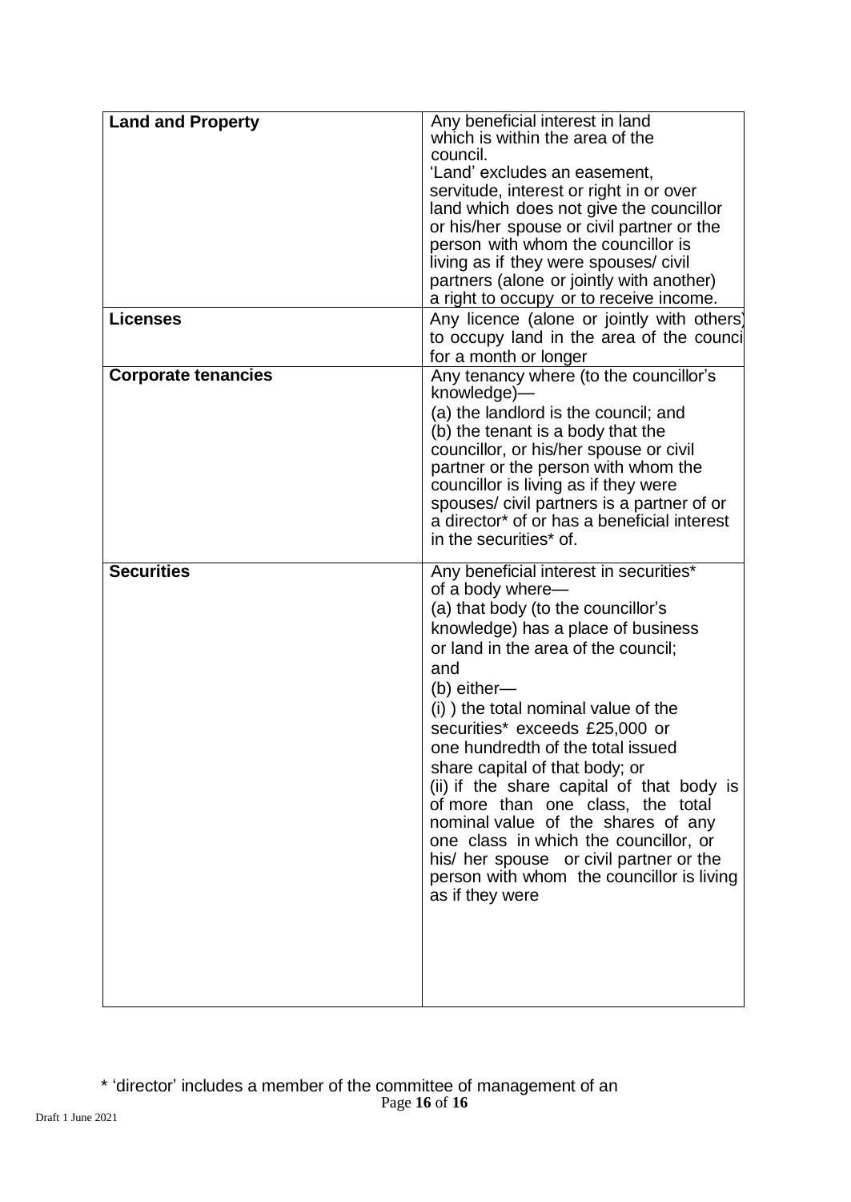| **Land and Property** | Any beneficial interest in land which is within the area of the council. 'Land' excludes an easement, servitude, interest or right in or over land which does not give the councillor or his/her spouse or civil partner or the person with whom the councillor is living as if they were spouses/ civil partners (alone or jointly with another) a right to occupy or to receive income. |
|---|---|
| **Licenses** | Any licence (alone or jointly with others) to occupy land in the area of the council for a month or longer |
| **Corporate tenancies** | Any tenancy where (to the councillor's knowledge)—<br>(a) the landlord is the council; and<br>(b) the tenant is a body that the councillor, or his/her spouse or civil partner or the person with whom the councillor is living as if they were spouses/ civil partners is a partner of or a director* of or has a beneficial interest in the securities* of. |
| **Securities** | Any beneficial interest in securities* of a body where—<br>(a) that body (to the councillor's knowledge) has a place of business or land in the area of the council; and<br>(b) either—<br>(i) ) the total nominal value of the securities* exceeds £25,000 or one hundredth of the total issued share capital of that body; or<br>(ii) if the share capital of that body is of more than one class, the total nominal value of the shares of any one class in which the councillor, or his/ her spouse or civil partner or the person with whom the councillor is living as if they were |

\* 'director' includes a member of the committee of management of an

Draft 1 June 2021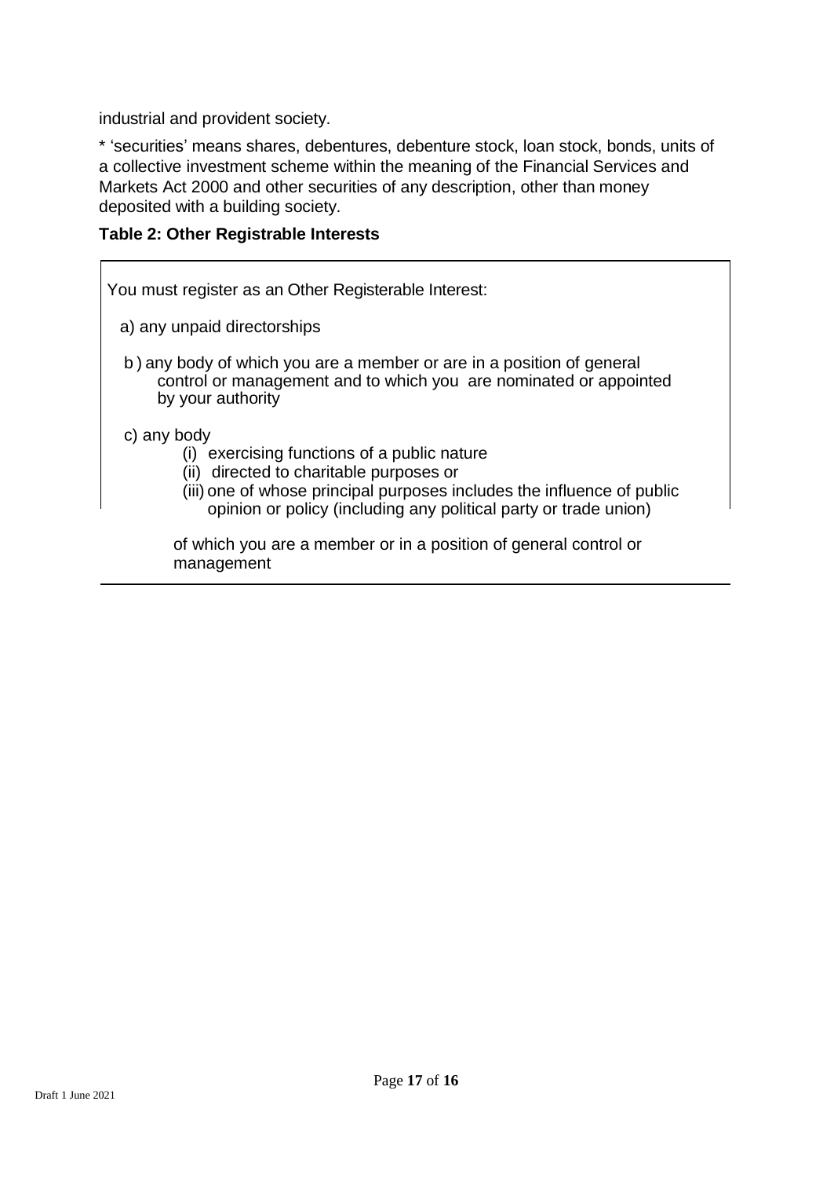industrial and provident society.

* 'securities' means shares, debentures, debenture stock, loan stock, bonds, units of a collective investment scheme within the meaning of the Financial Services and Markets Act 2000 and other securities of any description, other than money deposited with a building society.

**Table 2: Other Registrable Interests**

You must register as an Other Registerable Interest:

a) any unpaid directorships

b) any body of which you are a member or are in a position of general control or management and to which you are nominated or appointed by your authority

c) any body
   - (i) exercising functions of a public nature
   - (ii) directed to charitable purposes or
   - (iii) one of whose principal purposes includes the influence of public opinion or policy (including any political party or trade union)

   of which you are a member or in a position of general control or management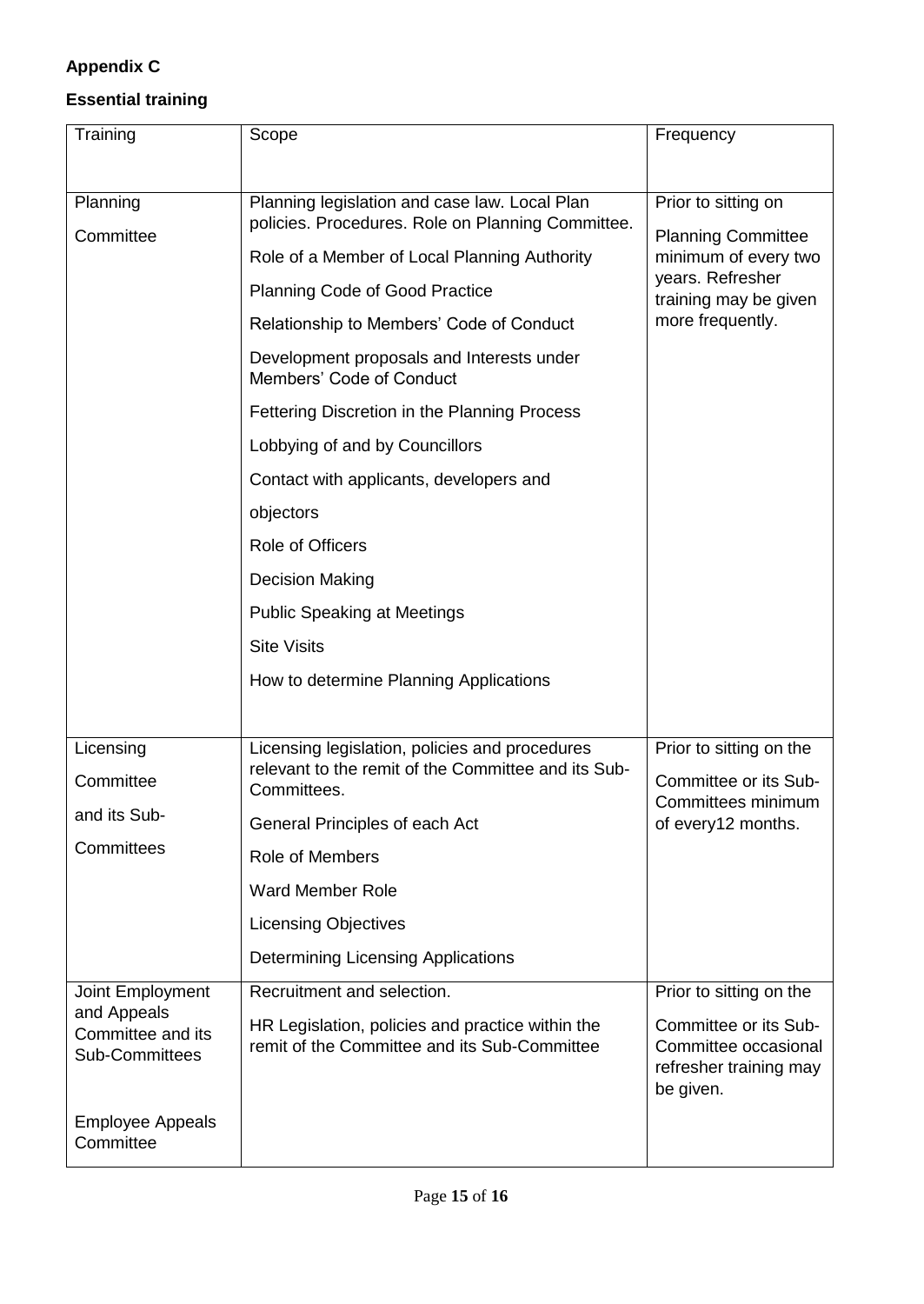**Appendix C**

**Essential training**

| Training | Scope | Frequency |
|---|---|---|
| Planning Committee | Planning legislation and case law. Local Plan policies. Procedures. Role on Planning Committee.<br>Role of a Member of Local Planning Authority<br>Planning Code of Good Practice<br>Relationship to Members' Code of Conduct<br>Development proposals and Interests under Members' Code of Conduct<br>Fettering Discretion in the Planning Process<br>Lobbying of and by Councillors<br>Contact with applicants, developers and objectors<br>Role of Officers<br>Decision Making<br>Public Speaking at Meetings<br>Site Visits<br>How to determine Planning Applications | Prior to sitting on Planning Committee minimum of every two years. Refresher training may be given more frequently. |
| Licensing Committee and its Sub-Committees | Licensing legislation, policies and procedures relevant to the remit of the Committee and its Sub-Committees.<br>General Principles of each Act<br>Role of Members<br>Ward Member Role<br>Licensing Objectives<br>Determining Licensing Applications | Prior to sitting on the Committee or its Sub-Committees minimum of every12 months. |
| Joint Employment and Appeals Committee and its Sub-Committees<br><br>Employee Appeals Committee | Recruitment and selection.<br>HR Legislation, policies and practice within the remit of the Committee and its Sub-Committee | Prior to sitting on the Committee or its Sub-Committee occasional refresher training may be given. |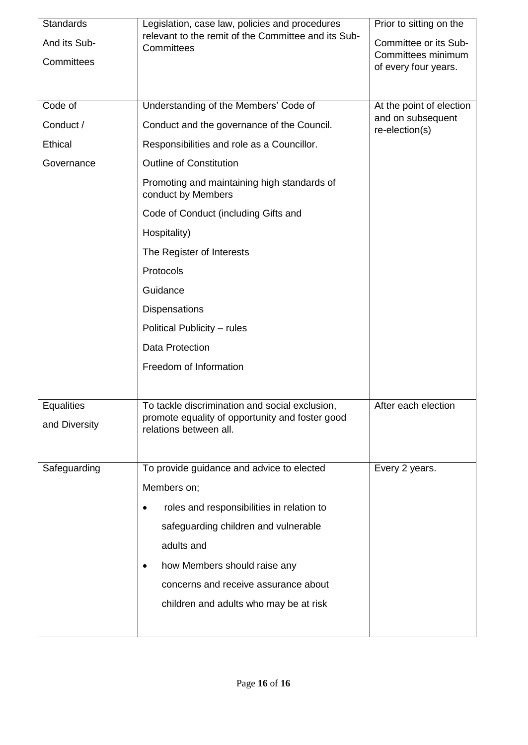| | | |
|---|---|---|
| Standards And its Sub-Committees | Legislation, case law, policies and procedures relevant to the remit of the Committee and its Sub-Committees | Prior to sitting on the Committee or its Sub-Committees minimum of every four years. |
| Code of Conduct / Ethical Governance | Understanding of the Members' Code of Conduct and the governance of the Council.<br>Responsibilities and role as a Councillor.<br>Outline of Constitution<br>Promoting and maintaining high standards of conduct by Members<br>Code of Conduct (including Gifts and Hospitality)<br>The Register of Interests<br>Protocols<br>Guidance<br>Dispensations<br>Political Publicity – rules<br>Data Protection<br>Freedom of Information | At the point of election and on subsequent re-election(s) |
| Equalities and Diversity | To tackle discrimination and social exclusion, promote equality of opportunity and foster good relations between all. | After each election |
| Safeguarding | To provide guidance and advice to elected Members on;<br>• roles and responsibilities in relation to safeguarding children and vulnerable adults and<br>• how Members should raise any concerns and receive assurance about children and adults who may be at risk | Every 2 years. |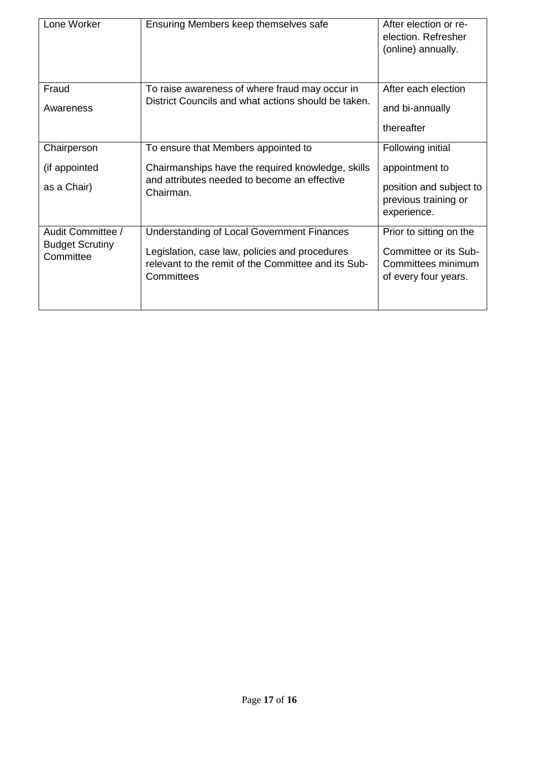| | | |
|---|---|---|
| Lone Worker | Ensuring Members keep themselves safe | After election or re-election. Refresher (online) annually. |
| Fraud Awareness | To raise awareness of where fraud may occur in District Councils and what actions should be taken. | After each election and bi-annually thereafter |
| Chairperson (if appointed as a Chair) | To ensure that Members appointed to Chairmanships have the required knowledge, skills and attributes needed to become an effective Chairman. | Following initial appointment to position and subject to previous training or experience. |
| Audit Committee / Budget Scrutiny Committee | Understanding of Local Government Finances<br><br>Legislation, case law, policies and procedures relevant to the remit of the Committee and its Sub-Committees | Prior to sitting on the Committee or its Sub-Committees minimum of every four years. |